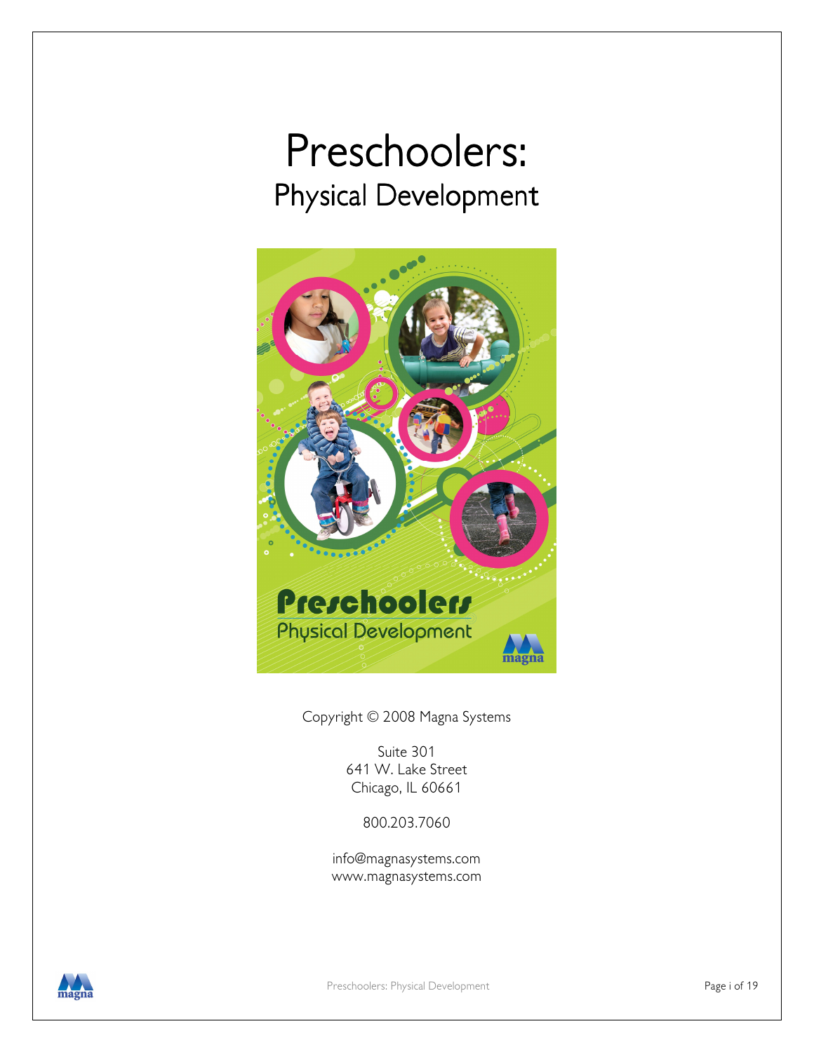# Preschoolers:
## Physical Development

Copyright © 2008 Magna Systems

Suite 301
641 W. Lake Street
Chicago, IL 60661

800.203.7060

info@magnasystems.com
www.magnasystems.com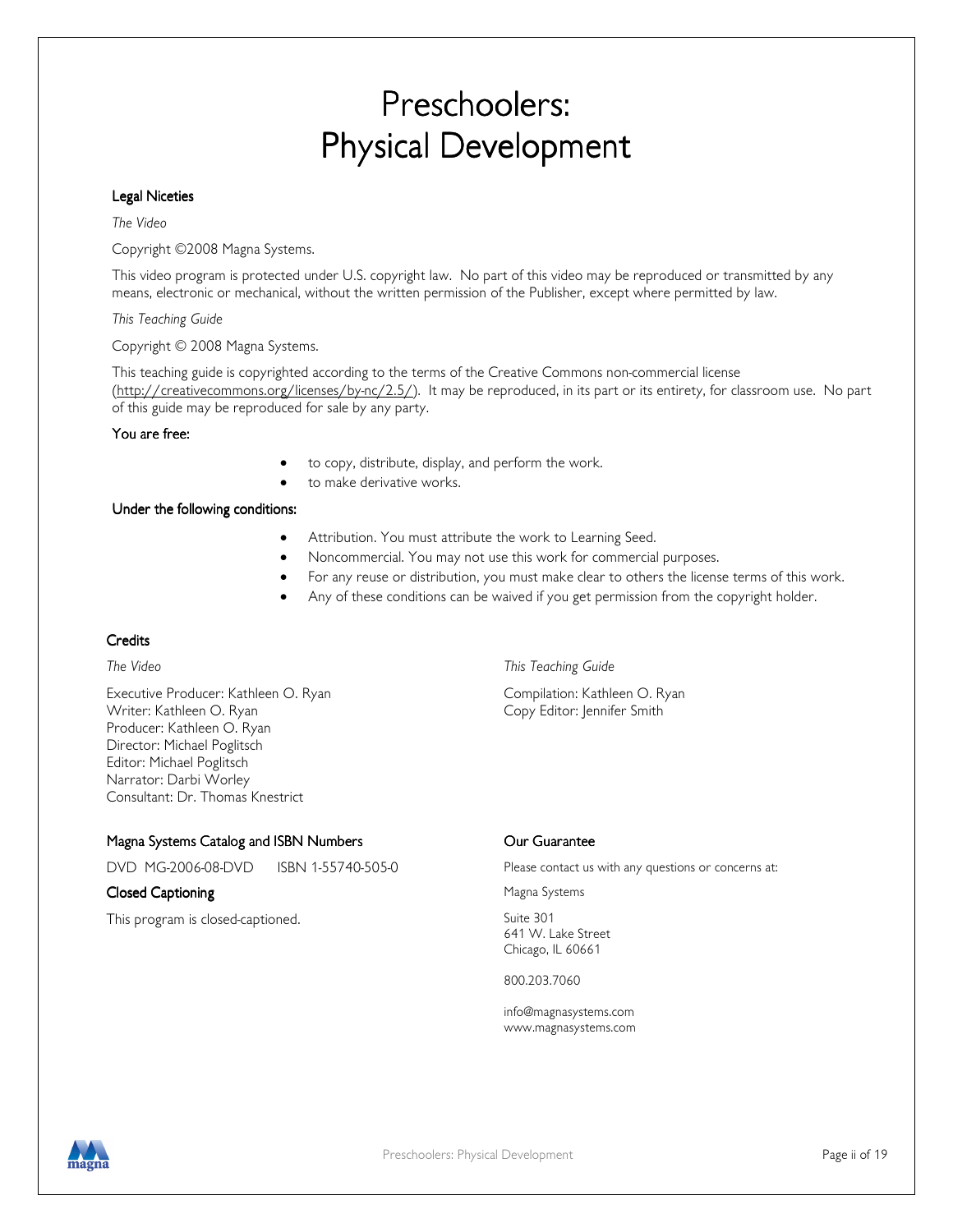# Preschoolers: Physical Development

## Legal Niceties

*The Video*

Copyright ©2008 Magna Systems.

This video program is protected under U.S. copyright law. No part of this video may be reproduced or transmitted by any means, electronic or mechanical, without the written permission of the Publisher, except where permitted by law.

*This Teaching Guide*

Copyright © 2008 Magna Systems.

This teaching guide is copyrighted according to the terms of the Creative Commons non-commercial license (http://creativecommons.org/licenses/by-nc/2.5/). It may be reproduced, in its part or its entirety, for classroom use. No part of this guide may be reproduced for sale by any party.

### You are free:

- to copy, distribute, display, and perform the work.
- to make derivative works.

### Under the following conditions:

- Attribution. You must attribute the work to Learning Seed.
- Noncommercial. You may not use this work for commercial purposes.
- For any reuse or distribution, you must make clear to others the license terms of this work.
- Any of these conditions can be waived if you get permission from the copyright holder.

## Credits

*The Video*

Executive Producer: Kathleen O. Ryan
Writer: Kathleen O. Ryan
Producer: Kathleen O. Ryan
Director: Michael Poglitsch
Editor: Michael Poglitsch
Narrator: Darbi Worley
Consultant: Dr. Thomas Knestrict

*This Teaching Guide*

Compilation: Kathleen O. Ryan
Copy Editor: Jennifer Smith

## Magna Systems Catalog and ISBN Numbers

DVD MG-2006-08-DVD ISBN 1-55740-505-0

## Closed Captioning

This program is closed-captioned.

## Our Guarantee

Please contact us with any questions or concerns at:

Magna Systems

Suite 301
641 W. Lake Street
Chicago, IL 60661

800.203.7060

info@magnasystems.com
www.magnasystems.com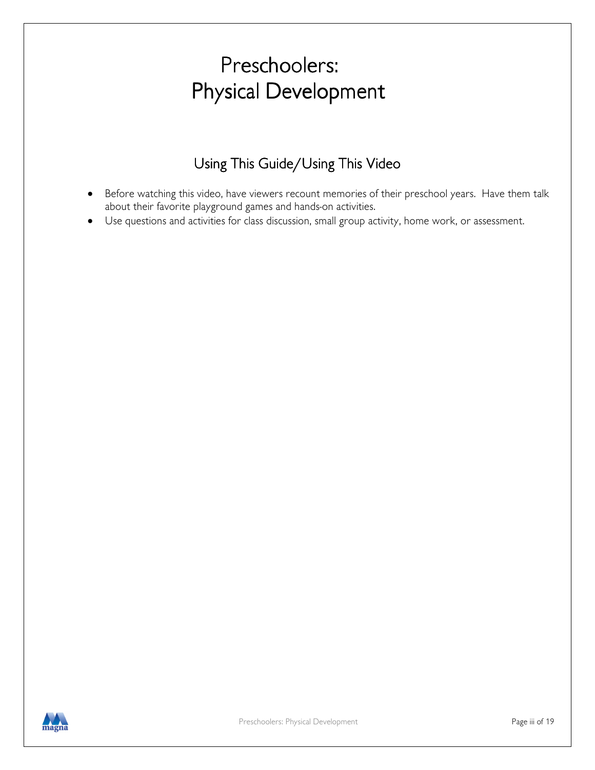# Preschoolers: Physical Development

## Using This Guide/Using This Video

- Before watching this video, have viewers recount memories of their preschool years. Have them talk about their favorite playground games and hands-on activities.
- Use questions and activities for class discussion, small group activity, home work, or assessment.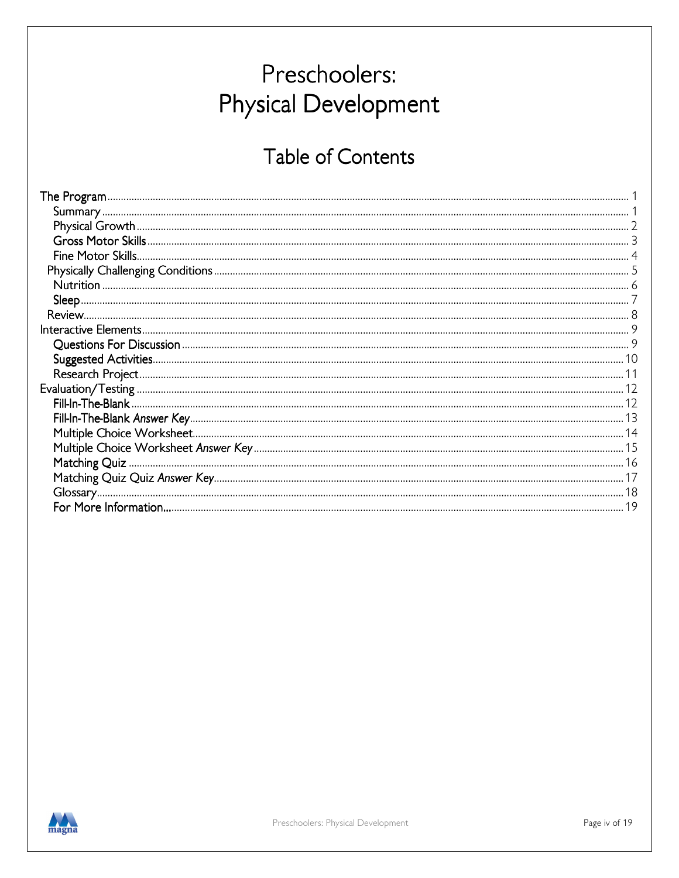# Preschoolers: Physical Development

## Table of Contents

- The Program ..... 1
  - Summary ..... 1
  - Physical Growth ..... 2
  - Gross Motor Skills ..... 3
  - Fine Motor Skills ..... 4
  - Physically Challenging Conditions ..... 5
  - Nutrition ..... 6
  - Sleep ..... 7
  - Review ..... 8
- Interactive Elements ..... 9
  - Questions For Discussion ..... 9
  - Suggested Activities ..... 10
  - Research Project ..... 11
- Evaluation/Testing ..... 12
  - Fill-In-The-Blank ..... 12
  - Fill-In-The-Blank *Answer Key* ..... 13
  - Multiple Choice Worksheet ..... 14
  - Multiple Choice Worksheet *Answer Key* ..... 15
  - Matching Quiz ..... 16
  - Matching Quiz Quiz *Answer Key* ..... 17
  - Glossary ..... 18
  - For More Information... ..... 19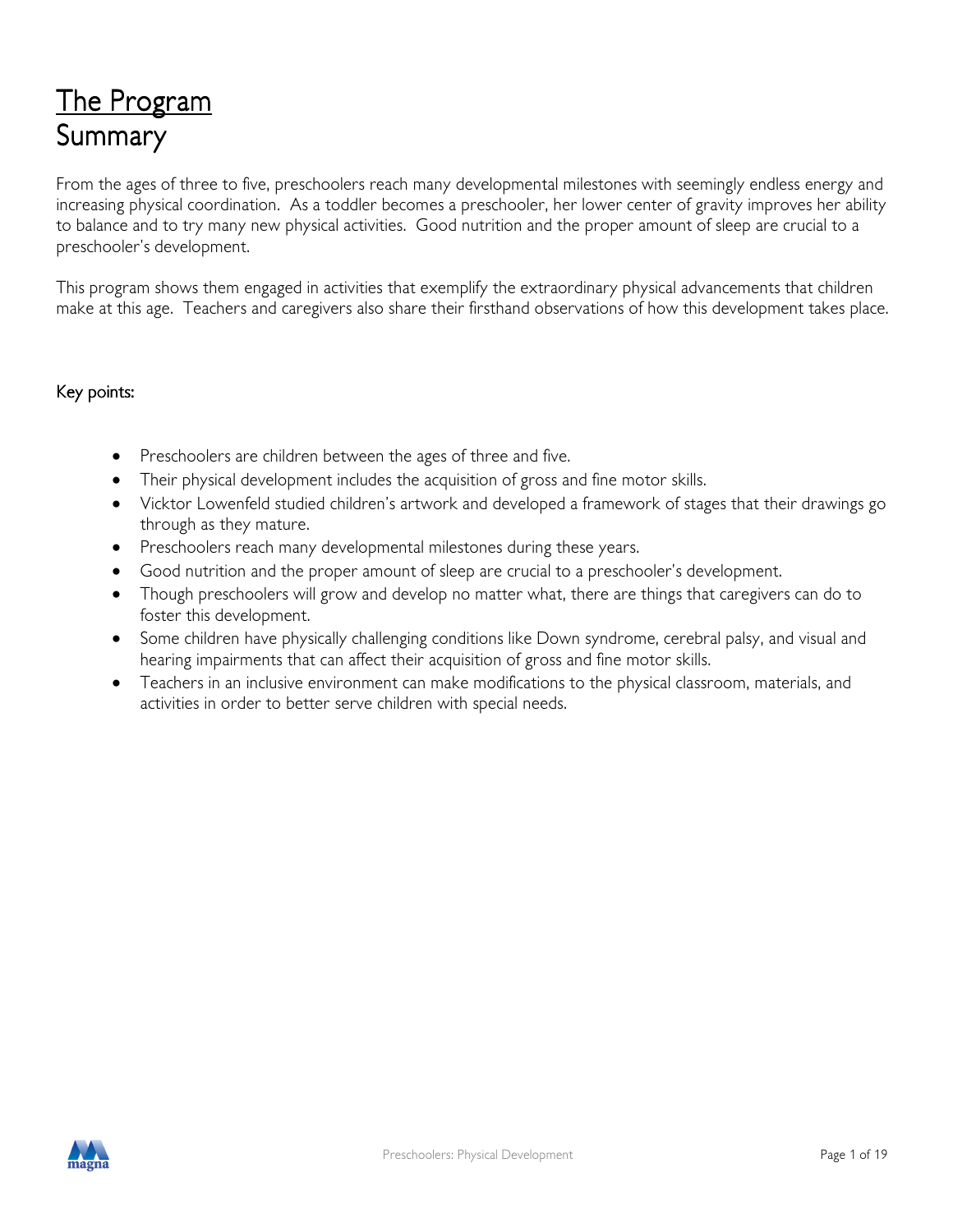# The Program

## Summary

From the ages of three to five, preschoolers reach many developmental milestones with seemingly endless energy and increasing physical coordination. As a toddler becomes a preschooler, her lower center of gravity improves her ability to balance and to try many new physical activities. Good nutrition and the proper amount of sleep are crucial to a preschooler's development.

This program shows them engaged in activities that exemplify the extraordinary physical advancements that children make at this age. Teachers and caregivers also share their firsthand observations of how this development takes place.

### Key points:

- Preschoolers are children between the ages of three and five.
- Their physical development includes the acquisition of gross and fine motor skills.
- Vicktor Lowenfeld studied children's artwork and developed a framework of stages that their drawings go through as they mature.
- Preschoolers reach many developmental milestones during these years.
- Good nutrition and the proper amount of sleep are crucial to a preschooler's development.
- Though preschoolers will grow and develop no matter what, there are things that caregivers can do to foster this development.
- Some children have physically challenging conditions like Down syndrome, cerebral palsy, and visual and hearing impairments that can affect their acquisition of gross and fine motor skills.
- Teachers in an inclusive environment can make modifications to the physical classroom, materials, and activities in order to better serve children with special needs.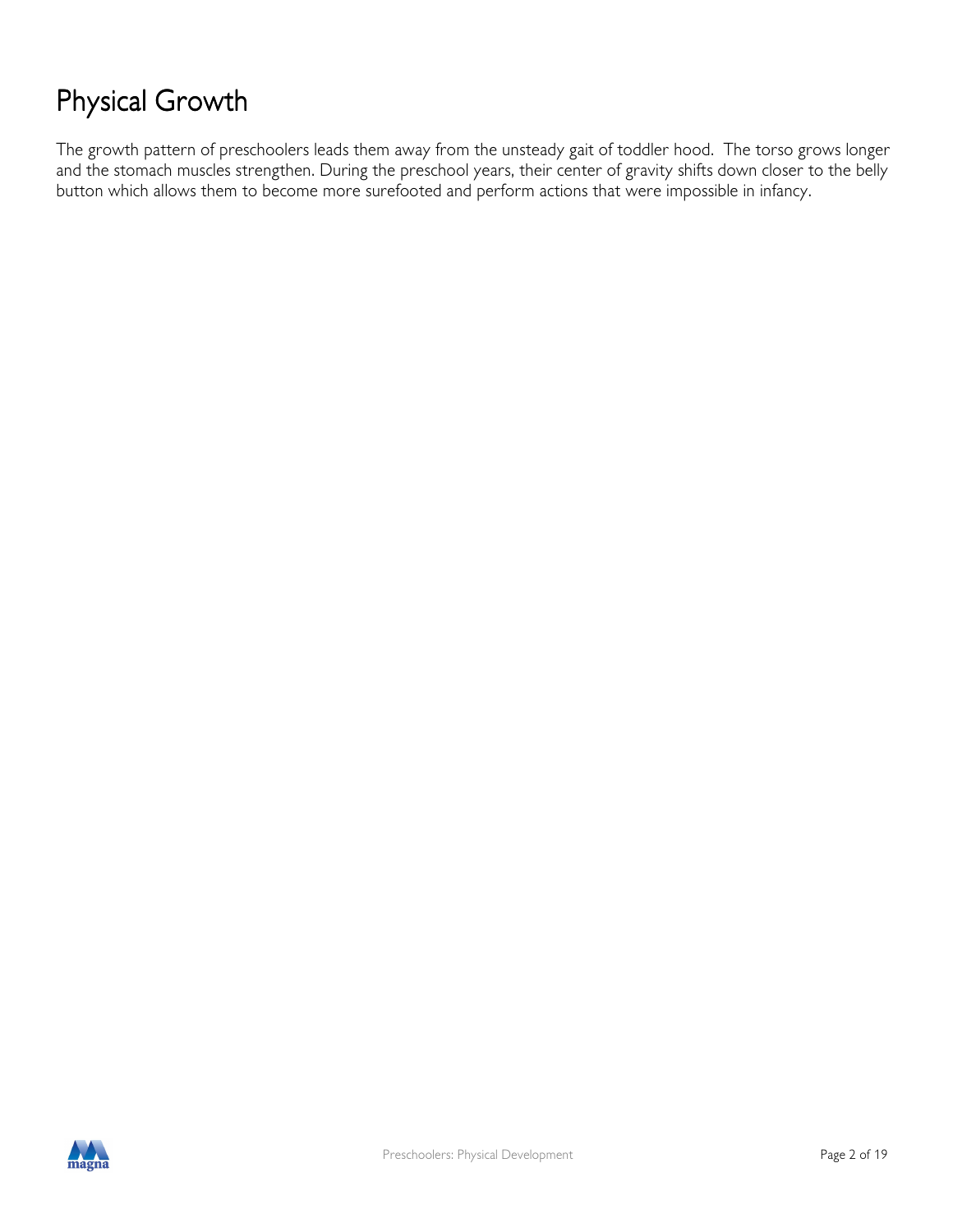# Physical Growth

The growth pattern of preschoolers leads them away from the unsteady gait of toddler hood. The torso grows longer and the stomach muscles strengthen. During the preschool years, their center of gravity shifts down closer to the belly button which allows them to become more surefooted and perform actions that were impossible in infancy.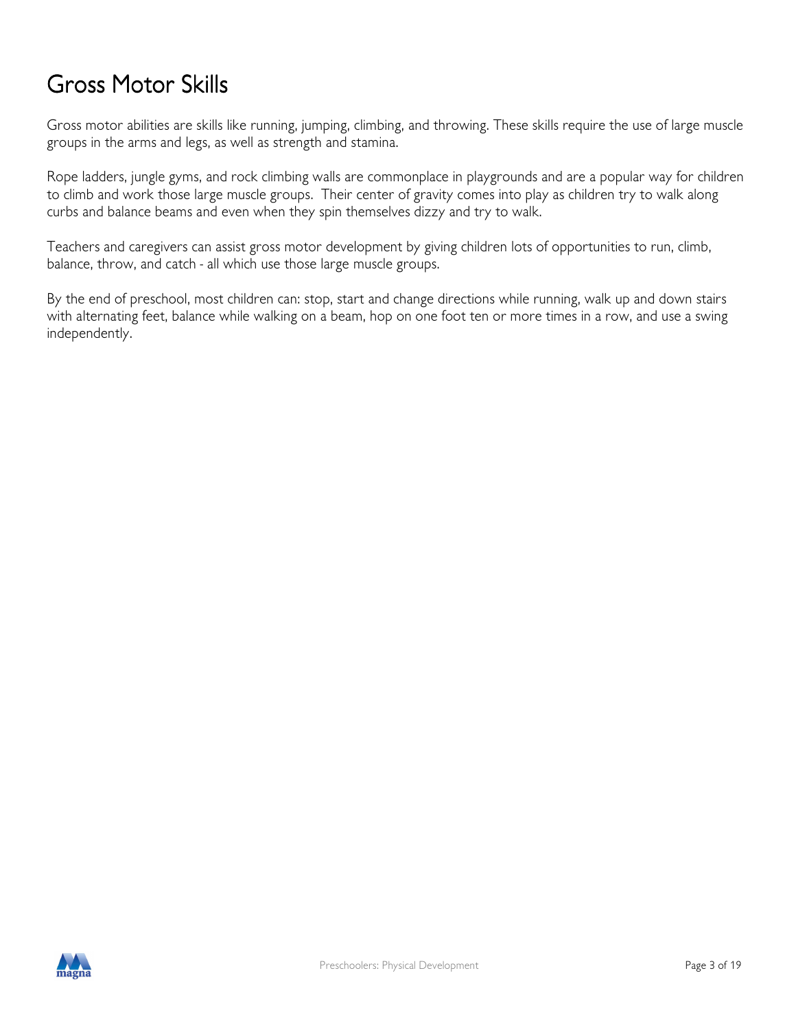# Gross Motor Skills

Gross motor abilities are skills like running, jumping, climbing, and throwing. These skills require the use of large muscle groups in the arms and legs, as well as strength and stamina.

Rope ladders, jungle gyms, and rock climbing walls are commonplace in playgrounds and are a popular way for children to climb and work those large muscle groups. Their center of gravity comes into play as children try to walk along curbs and balance beams and even when they spin themselves dizzy and try to walk.

Teachers and caregivers can assist gross motor development by giving children lots of opportunities to run, climb, balance, throw, and catch - all which use those large muscle groups.

By the end of preschool, most children can: stop, start and change directions while running, walk up and down stairs with alternating feet, balance while walking on a beam, hop on one foot ten or more times in a row, and use a swing independently.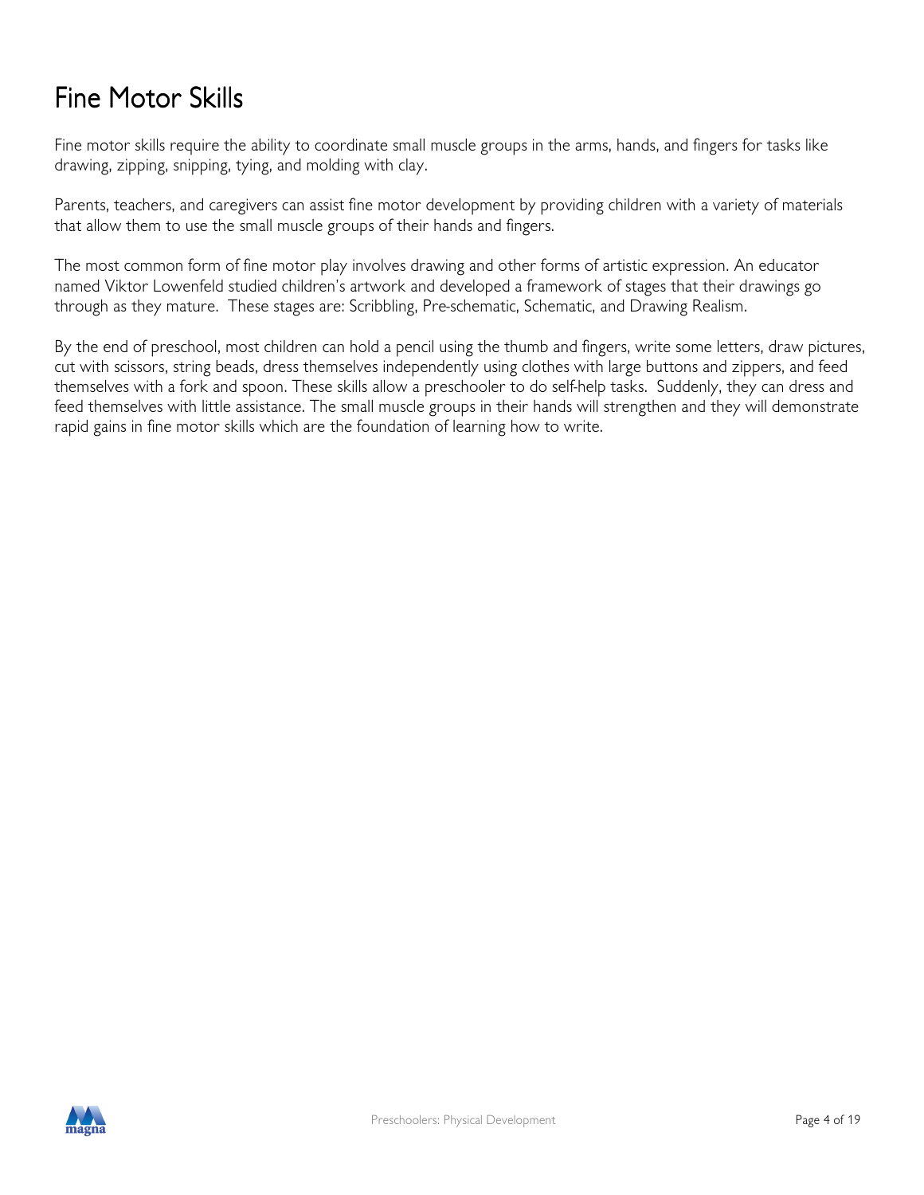# Fine Motor Skills

Fine motor skills require the ability to coordinate small muscle groups in the arms, hands, and fingers for tasks like drawing, zipping, snipping, tying, and molding with clay.

Parents, teachers, and caregivers can assist fine motor development by providing children with a variety of materials that allow them to use the small muscle groups of their hands and fingers.

The most common form of fine motor play involves drawing and other forms of artistic expression. An educator named Viktor Lowenfeld studied children's artwork and developed a framework of stages that their drawings go through as they mature. These stages are: Scribbling, Pre-schematic, Schematic, and Drawing Realism.

By the end of preschool, most children can hold a pencil using the thumb and fingers, write some letters, draw pictures, cut with scissors, string beads, dress themselves independently using clothes with large buttons and zippers, and feed themselves with a fork and spoon. These skills allow a preschooler to do self-help tasks. Suddenly, they can dress and feed themselves with little assistance. The small muscle groups in their hands will strengthen and they will demonstrate rapid gains in fine motor skills which are the foundation of learning how to write.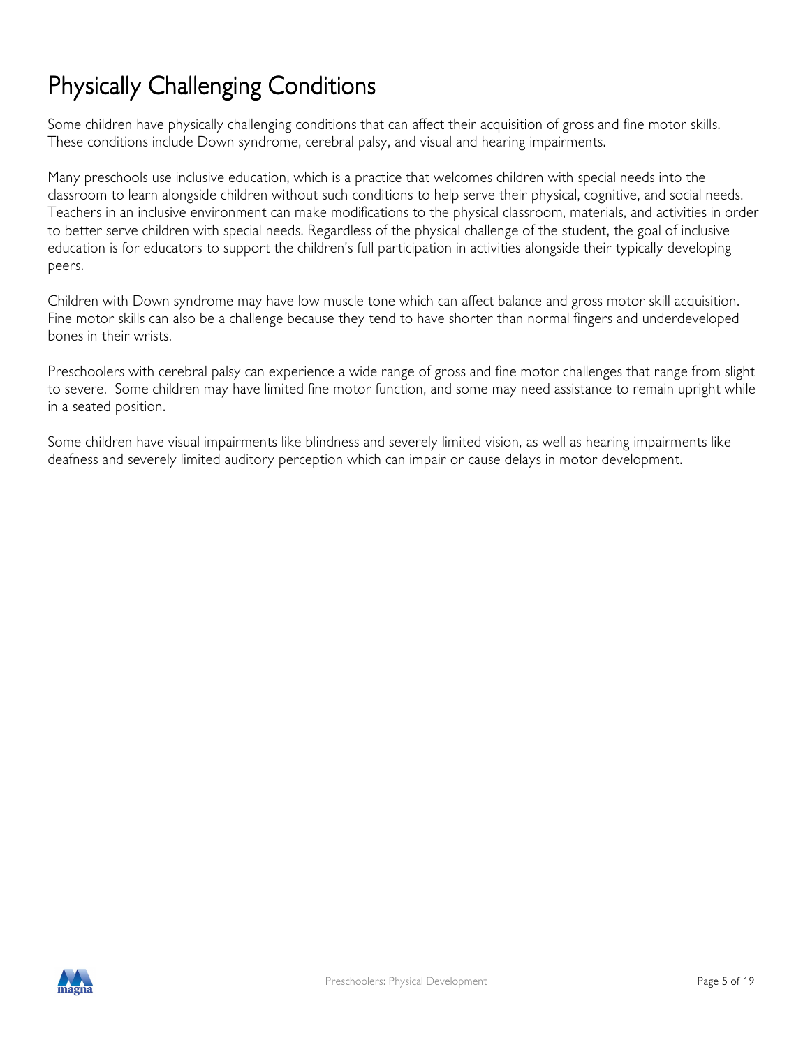# Physically Challenging Conditions

Some children have physically challenging conditions that can affect their acquisition of gross and fine motor skills. These conditions include Down syndrome, cerebral palsy, and visual and hearing impairments.

Many preschools use inclusive education, which is a practice that welcomes children with special needs into the classroom to learn alongside children without such conditions to help serve their physical, cognitive, and social needs. Teachers in an inclusive environment can make modifications to the physical classroom, materials, and activities in order to better serve children with special needs. Regardless of the physical challenge of the student, the goal of inclusive education is for educators to support the children's full participation in activities alongside their typically developing peers.

Children with Down syndrome may have low muscle tone which can affect balance and gross motor skill acquisition. Fine motor skills can also be a challenge because they tend to have shorter than normal fingers and underdeveloped bones in their wrists.

Preschoolers with cerebral palsy can experience a wide range of gross and fine motor challenges that range from slight to severe. Some children may have limited fine motor function, and some may need assistance to remain upright while in a seated position.

Some children have visual impairments like blindness and severely limited vision, as well as hearing impairments like deafness and severely limited auditory perception which can impair or cause delays in motor development.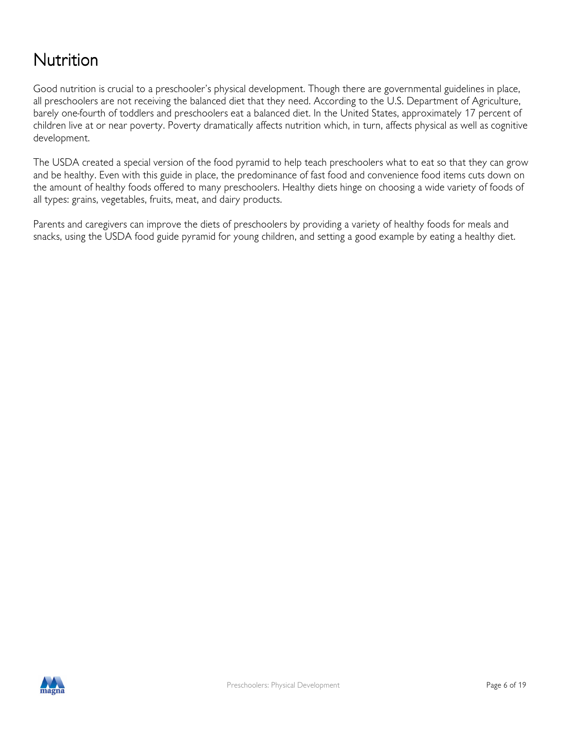# Nutrition

Good nutrition is crucial to a preschooler's physical development. Though there are governmental guidelines in place, all preschoolers are not receiving the balanced diet that they need. According to the U.S. Department of Agriculture, barely one-fourth of toddlers and preschoolers eat a balanced diet. In the United States, approximately 17 percent of children live at or near poverty. Poverty dramatically affects nutrition which, in turn, affects physical as well as cognitive development.

The USDA created a special version of the food pyramid to help teach preschoolers what to eat so that they can grow and be healthy. Even with this guide in place, the predominance of fast food and convenience food items cuts down on the amount of healthy foods offered to many preschoolers. Healthy diets hinge on choosing a wide variety of foods of all types: grains, vegetables, fruits, meat, and dairy products.

Parents and caregivers can improve the diets of preschoolers by providing a variety of healthy foods for meals and snacks, using the USDA food guide pyramid for young children, and setting a good example by eating a healthy diet.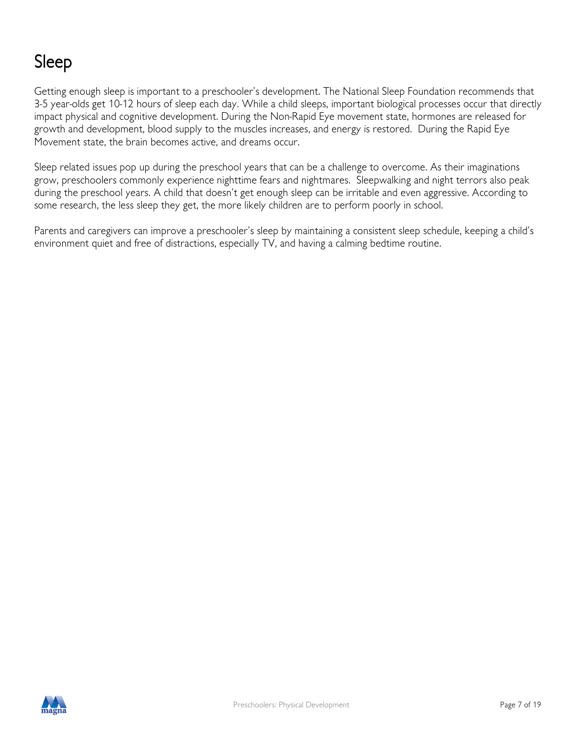# Sleep

Getting enough sleep is important to a preschooler's development. The National Sleep Foundation recommends that 3-5 year-olds get 10-12 hours of sleep each day. While a child sleeps, important biological processes occur that directly impact physical and cognitive development. During the Non-Rapid Eye movement state, hormones are released for growth and development, blood supply to the muscles increases, and energy is restored. During the Rapid Eye Movement state, the brain becomes active, and dreams occur.

Sleep related issues pop up during the preschool years that can be a challenge to overcome. As their imaginations grow, preschoolers commonly experience nighttime fears and nightmares. Sleepwalking and night terrors also peak during the preschool years. A child that doesn't get enough sleep can be irritable and even aggressive. According to some research, the less sleep they get, the more likely children are to perform poorly in school.

Parents and caregivers can improve a preschooler's sleep by maintaining a consistent sleep schedule, keeping a child's environment quiet and free of distractions, especially TV, and having a calming bedtime routine.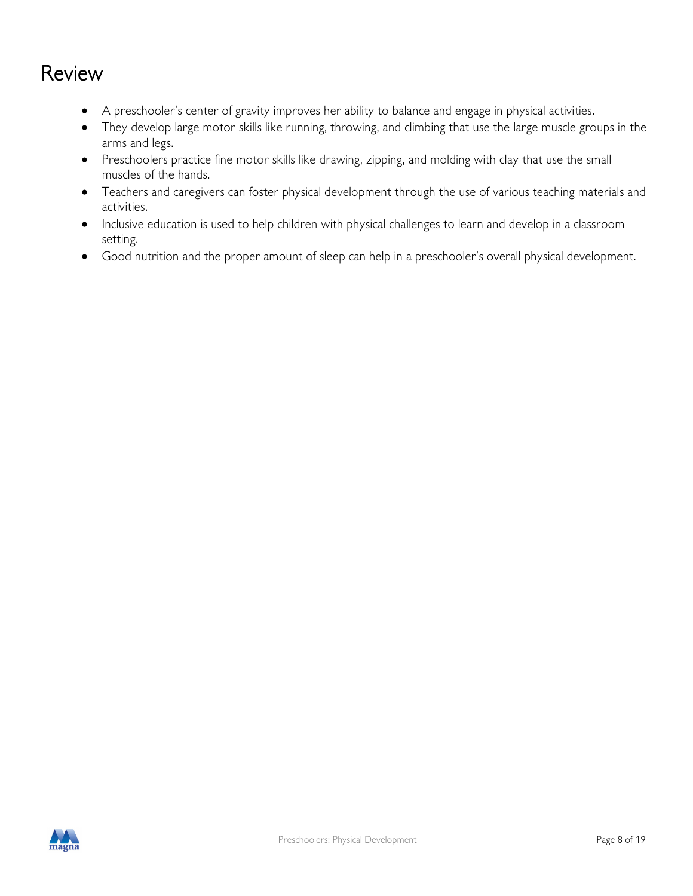# Review

- A preschooler's center of gravity improves her ability to balance and engage in physical activities.
- They develop large motor skills like running, throwing, and climbing that use the large muscle groups in the arms and legs.
- Preschoolers practice fine motor skills like drawing, zipping, and molding with clay that use the small muscles of the hands.
- Teachers and caregivers can foster physical development through the use of various teaching materials and activities.
- Inclusive education is used to help children with physical challenges to learn and develop in a classroom setting.
- Good nutrition and the proper amount of sleep can help in a preschooler's overall physical development.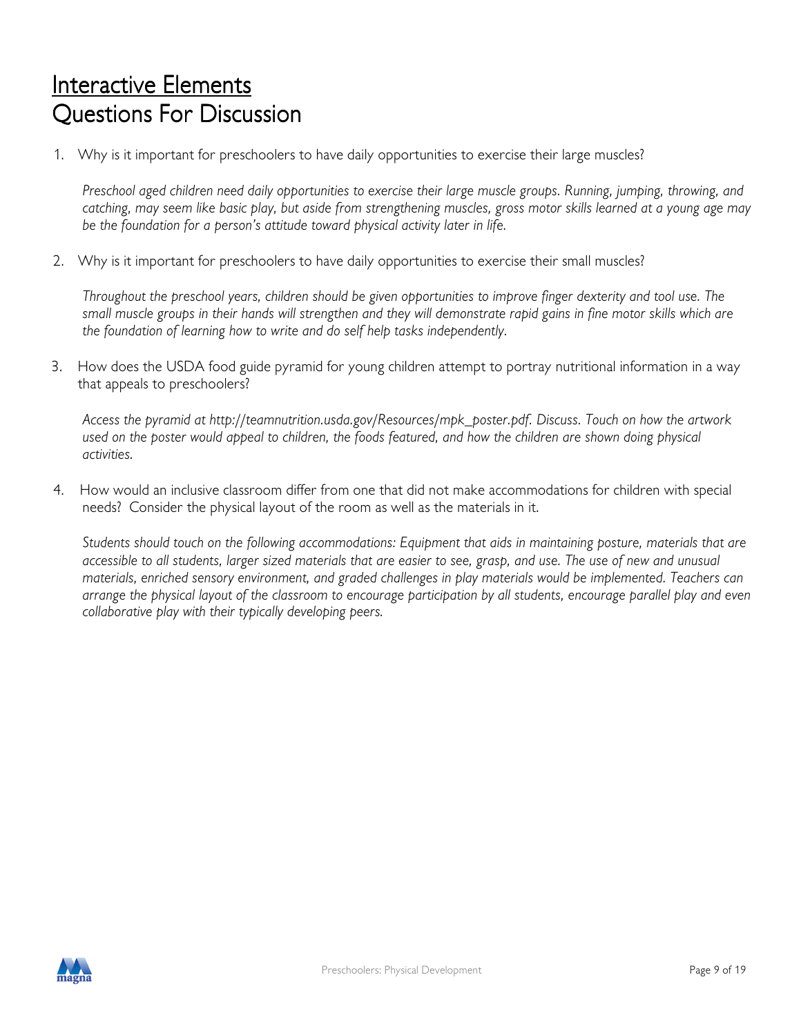# Interactive Elements
# Questions For Discussion

1. Why is it important for preschoolers to have daily opportunities to exercise their large muscles?

   *Preschool aged children need daily opportunities to exercise their large muscle groups. Running, jumping, throwing, and catching, may seem like basic play, but aside from strengthening muscles, gross motor skills learned at a young age may be the foundation for a person's attitude toward physical activity later in life.*

2. Why is it important for preschoolers to have daily opportunities to exercise their small muscles?

   *Throughout the preschool years, children should be given opportunities to improve finger dexterity and tool use. The small muscle groups in their hands will strengthen and they will demonstrate rapid gains in fine motor skills which are the foundation of learning how to write and do self help tasks independently.*

3. How does the USDA food guide pyramid for young children attempt to portray nutritional information in a way that appeals to preschoolers?

   *Access the pyramid at http://teamnutrition.usda.gov/Resources/mpk_poster.pdf. Discuss. Touch on how the artwork used on the poster would appeal to children, the foods featured, and how the children are shown doing physical activities.*

4. How would an inclusive classroom differ from one that did not make accommodations for children with special needs? Consider the physical layout of the room as well as the materials in it.

   *Students should touch on the following accommodations: Equipment that aids in maintaining posture, materials that are accessible to all students, larger sized materials that are easier to see, grasp, and use. The use of new and unusual materials, enriched sensory environment, and graded challenges in play materials would be implemented. Teachers can arrange the physical layout of the classroom to encourage participation by all students, encourage parallel play and even collaborative play with their typically developing peers.*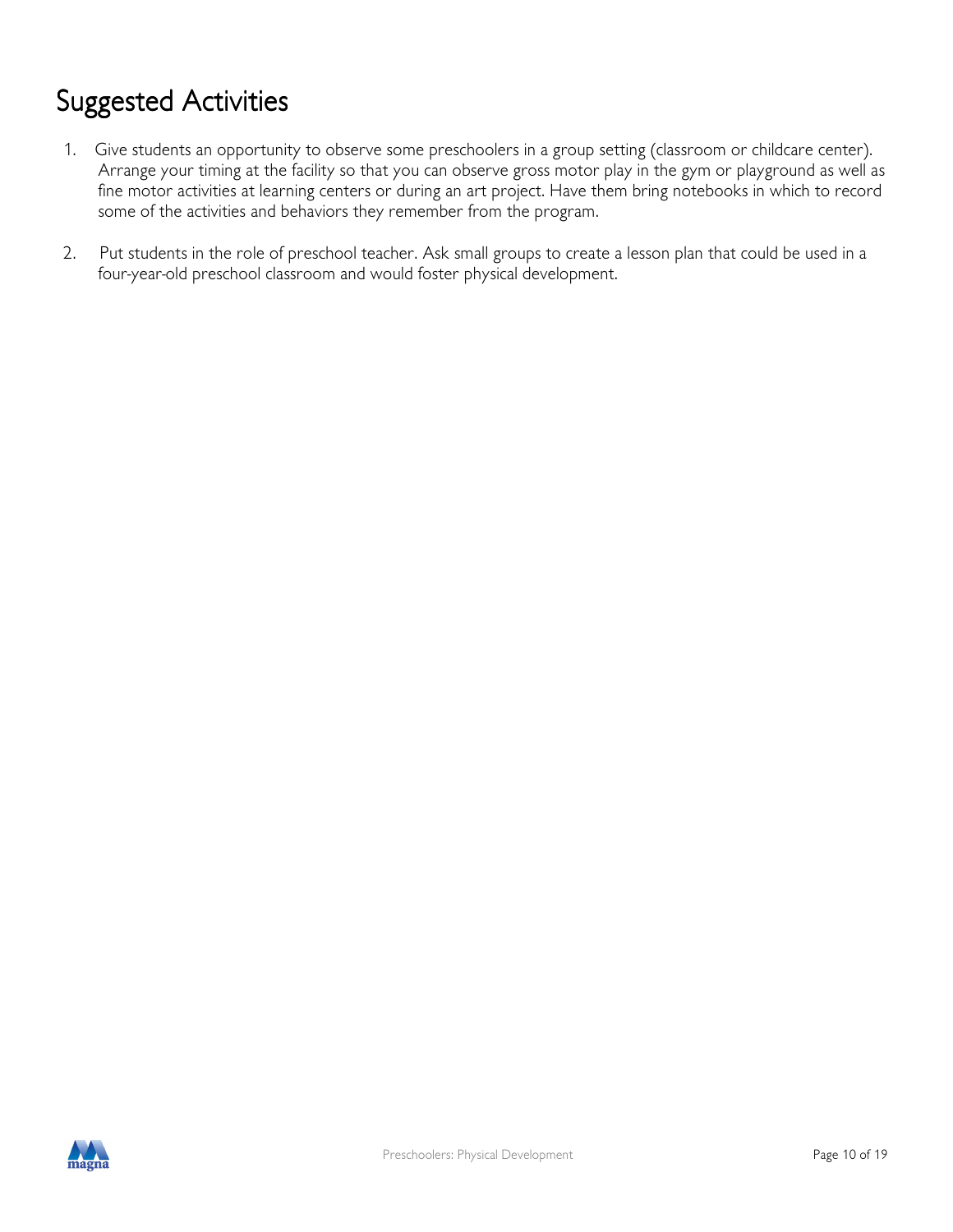# Suggested Activities

1. Give students an opportunity to observe some preschoolers in a group setting (classroom or childcare center). Arrange your timing at the facility so that you can observe gross motor play in the gym or playground as well as fine motor activities at learning centers or during an art project. Have them bring notebooks in which to record some of the activities and behaviors they remember from the program.

2. Put students in the role of preschool teacher. Ask small groups to create a lesson plan that could be used in a four-year-old preschool classroom and would foster physical development.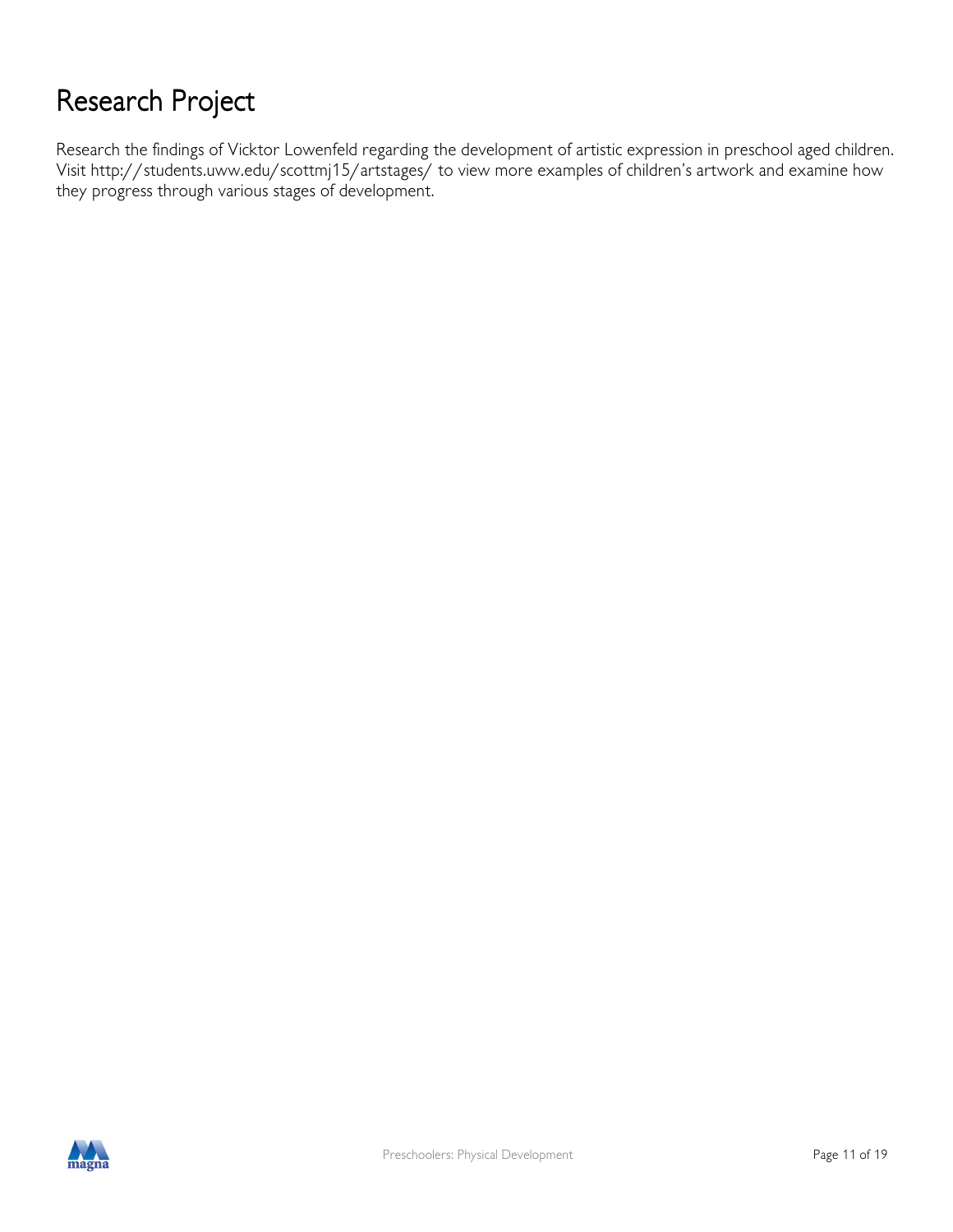# Research Project

Research the findings of Vicktor Lowenfeld regarding the development of artistic expression in preschool aged children. Visit http://students.uww.edu/scottmj15/artstages/ to view more examples of children's artwork and examine how they progress through various stages of development.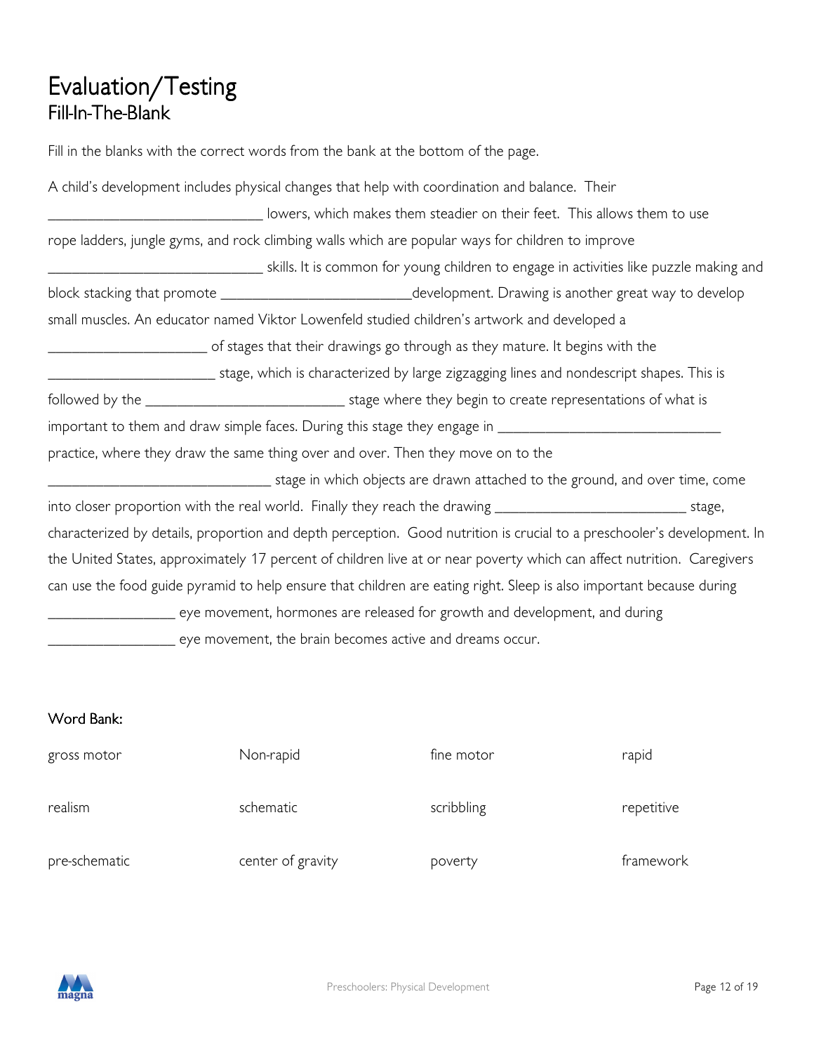# Evaluation/Testing
## Fill-In-The-Blank

Fill in the blanks with the correct words from the bank at the bottom of the page.

A child's development includes physical changes that help with coordination and balance. Their ____________________________ lowers, which makes them steadier on their feet. This allows them to use rope ladders, jungle gyms, and rock climbing walls which are popular ways for children to improve ____________________________ skills. It is common for young children to engage in activities like puzzle making and block stacking that promote _________________________development. Drawing is another great way to develop small muscles. An educator named Viktor Lowenfeld studied children's artwork and developed a ____________________ of stages that their drawings go through as they mature. It begins with the _____________________ stage, which is characterized by large zigzagging lines and nondescript shapes. This is followed by the __________________________ stage where they begin to create representations of what is important to them and draw simple faces. During this stage they engage in ____________________________ practice, where they draw the same thing over and over. Then they move on to the _____________________________ stage in which objects are drawn attached to the ground, and over time, come into closer proportion with the real world. Finally they reach the drawing ________________________ stage, characterized by details, proportion and depth perception. Good nutrition is crucial to a preschooler's development. In the United States, approximately 17 percent of children live at or near poverty which can affect nutrition. Caregivers can use the food guide pyramid to help ensure that children are eating right. Sleep is also important because during ________________ eye movement, hormones are released for growth and development, and during ________________ eye movement, the brain becomes active and dreams occur.

### Word Bank:

| | | | |
|---|---|---|---|
| gross motor | Non-rapid | fine motor | rapid |
| realism | schematic | scribbling | repetitive |
| pre-schematic | center of gravity | poverty | framework |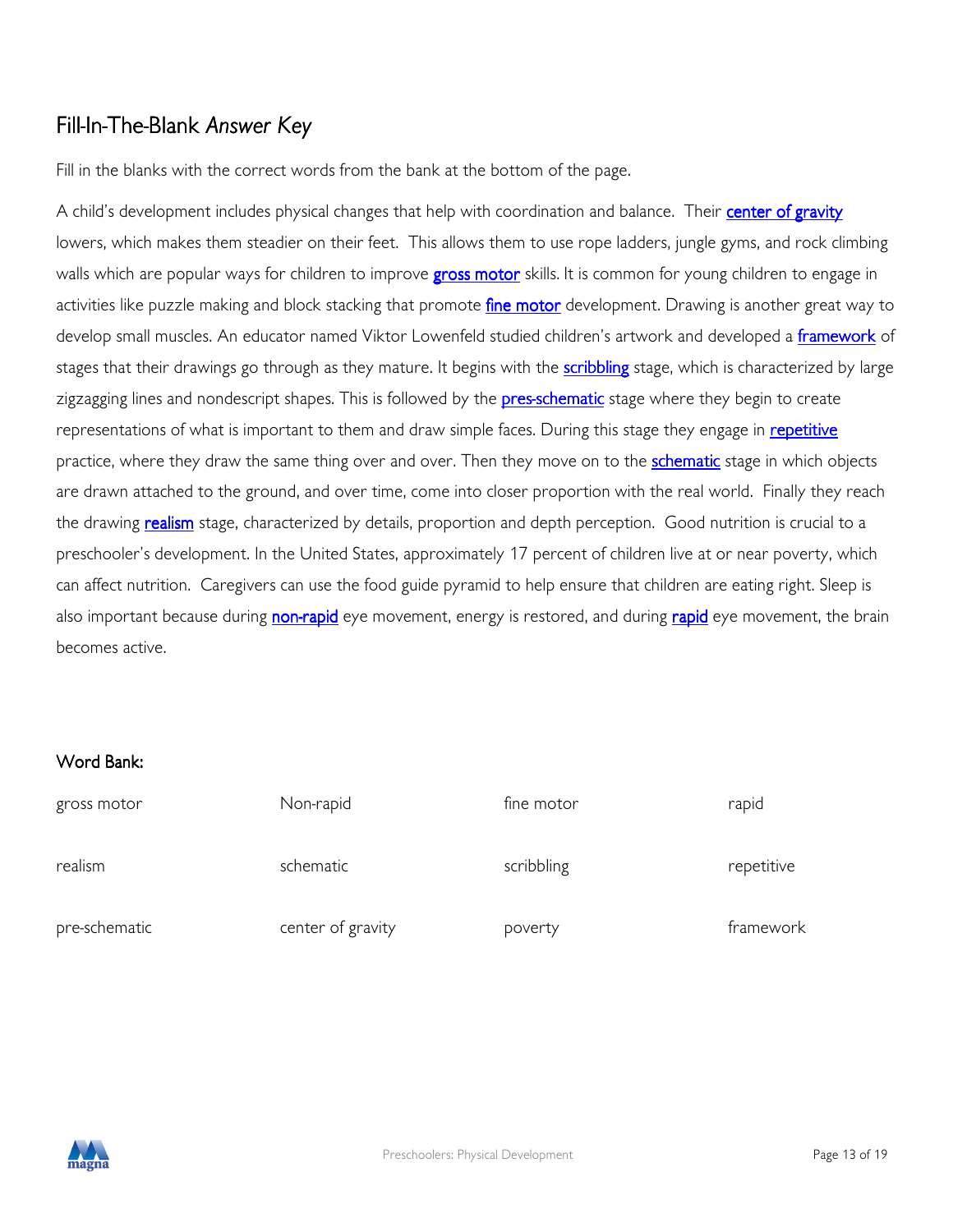## Fill-In-The-Blank *Answer Key*

Fill in the blanks with the correct words from the bank at the bottom of the page.

A child's development includes physical changes that help with coordination and balance. Their **center of gravity** lowers, which makes them steadier on their feet. This allows them to use rope ladders, jungle gyms, and rock climbing walls which are popular ways for children to improve **gross motor** skills. It is common for young children to engage in activities like puzzle making and block stacking that promote **fine motor** development. Drawing is another great way to develop small muscles. An educator named Viktor Lowenfeld studied children's artwork and developed a **framework** of stages that their drawings go through as they mature. It begins with the **scribbling** stage, which is characterized by large zigzagging lines and nondescript shapes. This is followed by the **pres-schematic** stage where they begin to create representations of what is important to them and draw simple faces. During this stage they engage in **repetitive** practice, where they draw the same thing over and over. Then they move on to the **schematic** stage in which objects are drawn attached to the ground, and over time, come into closer proportion with the real world. Finally they reach the drawing **realism** stage, characterized by details, proportion and depth perception. Good nutrition is crucial to a preschooler's development. In the United States, approximately 17 percent of children live at or near poverty, which can affect nutrition. Caregivers can use the food guide pyramid to help ensure that children are eating right. Sleep is also important because during **non-rapid** eye movement, energy is restored, and during **rapid** eye movement, the brain becomes active.

### Word Bank:

| | | | |
|---|---|---|---|
| gross motor | Non-rapid | fine motor | rapid |
| realism | schematic | scribbling | repetitive |
| pre-schematic | center of gravity | poverty | framework |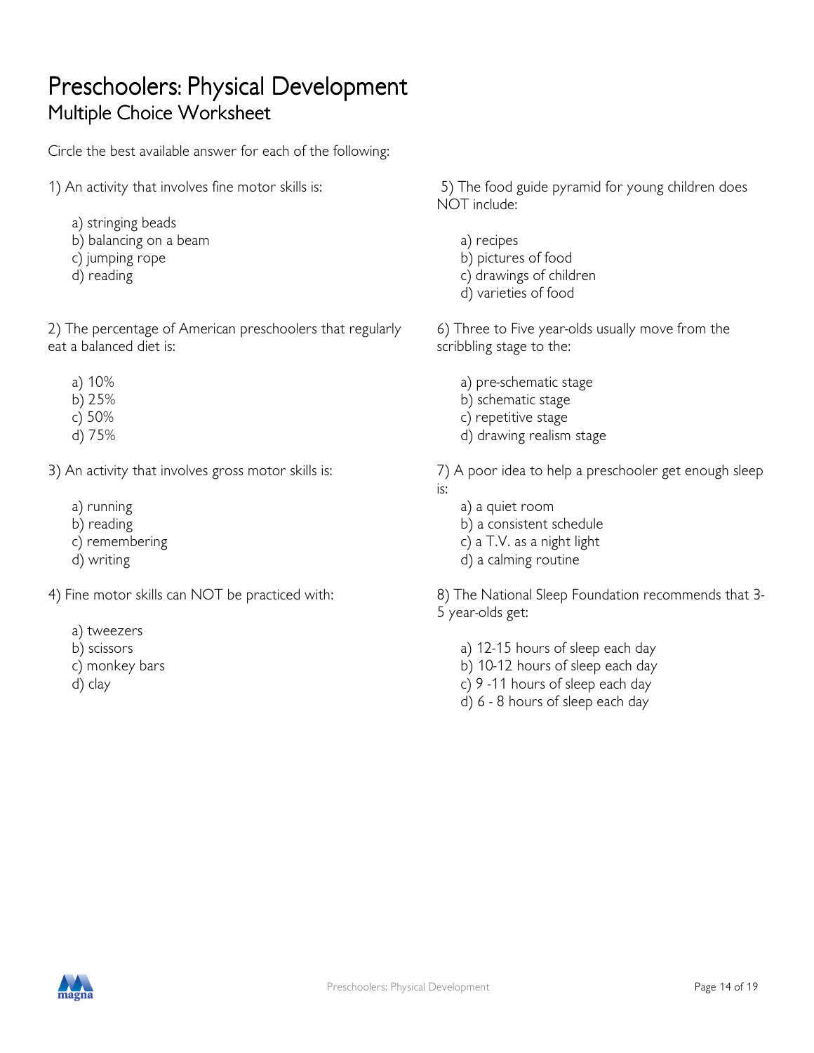# Preschoolers: Physical Development
## Multiple Choice Worksheet

Circle the best available answer for each of the following:

1) An activity that involves fine motor skills is:

   a) stringing beads
   b) balancing on a beam
   c) jumping rope
   d) reading

2) The percentage of American preschoolers that regularly eat a balanced diet is:

   a) 10%
   b) 25%
   c) 50%
   d) 75%

3) An activity that involves gross motor skills is:

   a) running
   b) reading
   c) remembering
   d) writing

4) Fine motor skills can NOT be practiced with:

   a) tweezers
   b) scissors
   c) monkey bars
   d) clay

5) The food guide pyramid for young children does NOT include:

   a) recipes
   b) pictures of food
   c) drawings of children
   d) varieties of food

6) Three to Five year-olds usually move from the scribbling stage to the:

   a) pre-schematic stage
   b) schematic stage
   c) repetitive stage
   d) drawing realism stage

7) A poor idea to help a preschooler get enough sleep is:

   a) a quiet room
   b) a consistent schedule
   c) a T.V. as a night light
   d) a calming routine

8) The National Sleep Foundation recommends that 3-5 year-olds get:

   a) 12-15 hours of sleep each day
   b) 10-12 hours of sleep each day
   c) 9 -11 hours of sleep each day
   d) 6 - 8 hours of sleep each day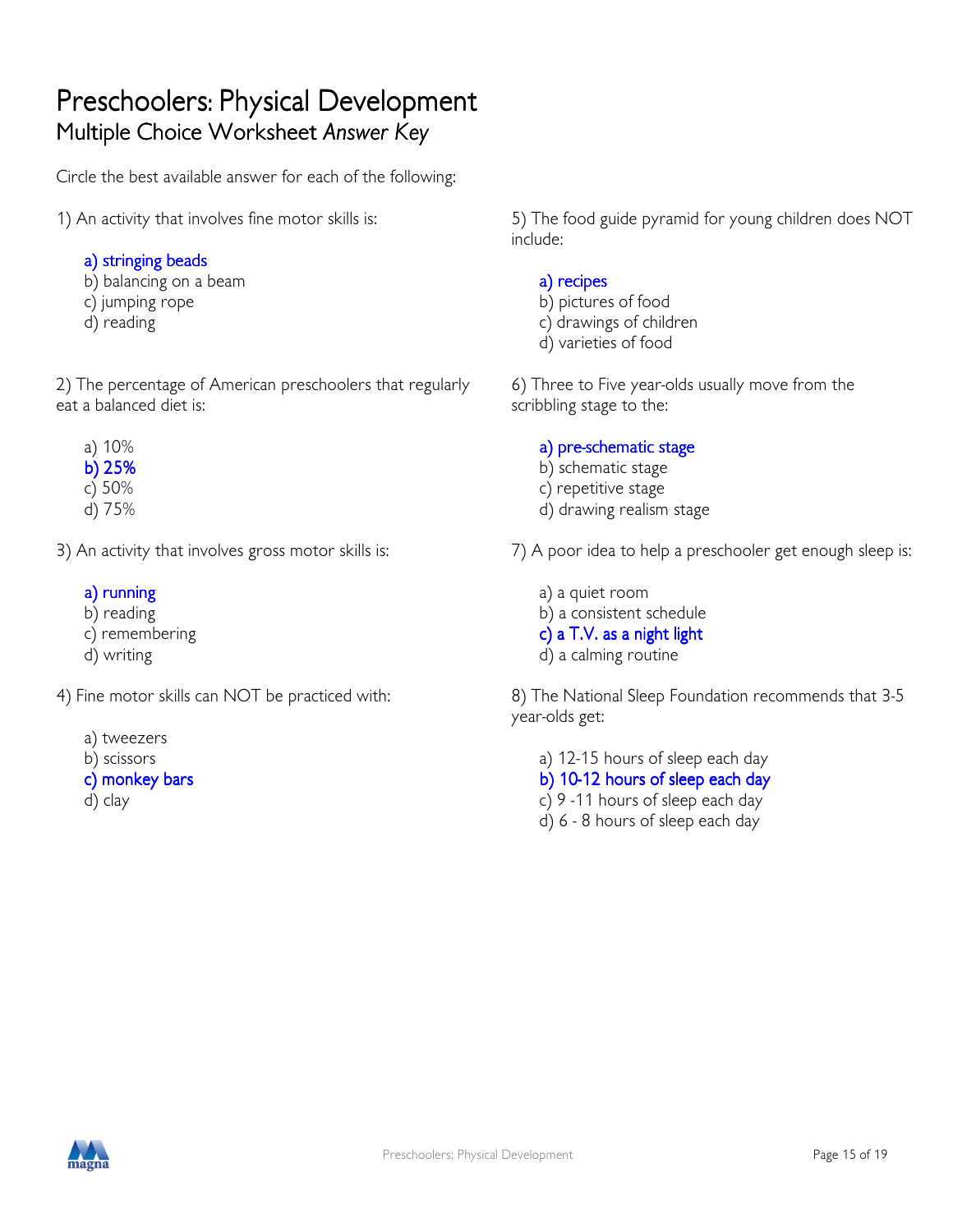# Preschoolers: Physical Development

## Multiple Choice Worksheet *Answer Key*

Circle the best available answer for each of the following:

1) An activity that involves fine motor skills is:

   a) stringing beads
   b) balancing on a beam
   c) jumping rope
   d) reading

2) The percentage of American preschoolers that regularly eat a balanced diet is:

   a) 10%
   b) 25%
   c) 50%
   d) 75%

3) An activity that involves gross motor skills is:

   a) running
   b) reading
   c) remembering
   d) writing

4) Fine motor skills can NOT be practiced with:

   a) tweezers
   b) scissors
   c) monkey bars
   d) clay

5) The food guide pyramid for young children does NOT include:

   a) recipes
   b) pictures of food
   c) drawings of children
   d) varieties of food

6) Three to Five year-olds usually move from the scribbling stage to the:

   a) pre-schematic stage
   b) schematic stage
   c) repetitive stage
   d) drawing realism stage

7) A poor idea to help a preschooler get enough sleep is:

   a) a quiet room
   b) a consistent schedule
   c) a T.V. as a night light
   d) a calming routine

8) The National Sleep Foundation recommends that 3-5 year-olds get:

   a) 12-15 hours of sleep each day
   b) 10-12 hours of sleep each day
   c) 9 -11 hours of sleep each day
   d) 6 - 8 hours of sleep each day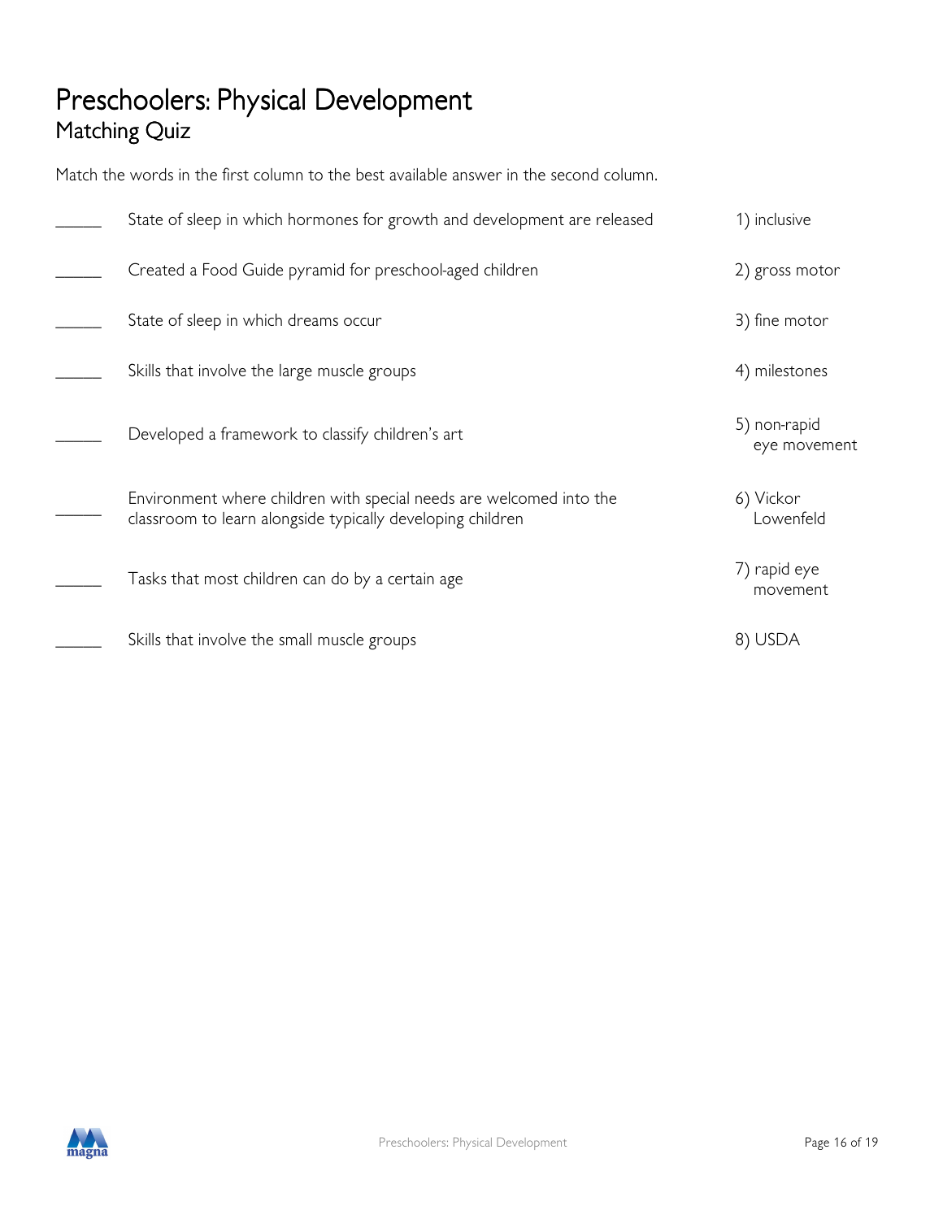# Preschoolers: Physical Development

## Matching Quiz

Match the words in the first column to the best available answer in the second column.

| | | |
|---|---|---|
| _____ | State of sleep in which hormones for growth and development are released | 1) inclusive |
| _____ | Created a Food Guide pyramid for preschool-aged children | 2) gross motor |
| _____ | State of sleep in which dreams occur | 3) fine motor |
| _____ | Skills that involve the large muscle groups | 4) milestones |
| _____ | Developed a framework to classify children's art | 5) non-rapid eye movement |
| _____ | Environment where children with special needs are welcomed into the classroom to learn alongside typically developing children | 6) Vickor Lowenfeld |
| _____ | Tasks that most children can do by a certain age | 7) rapid eye movement |
| _____ | Skills that involve the small muscle groups | 8) USDA |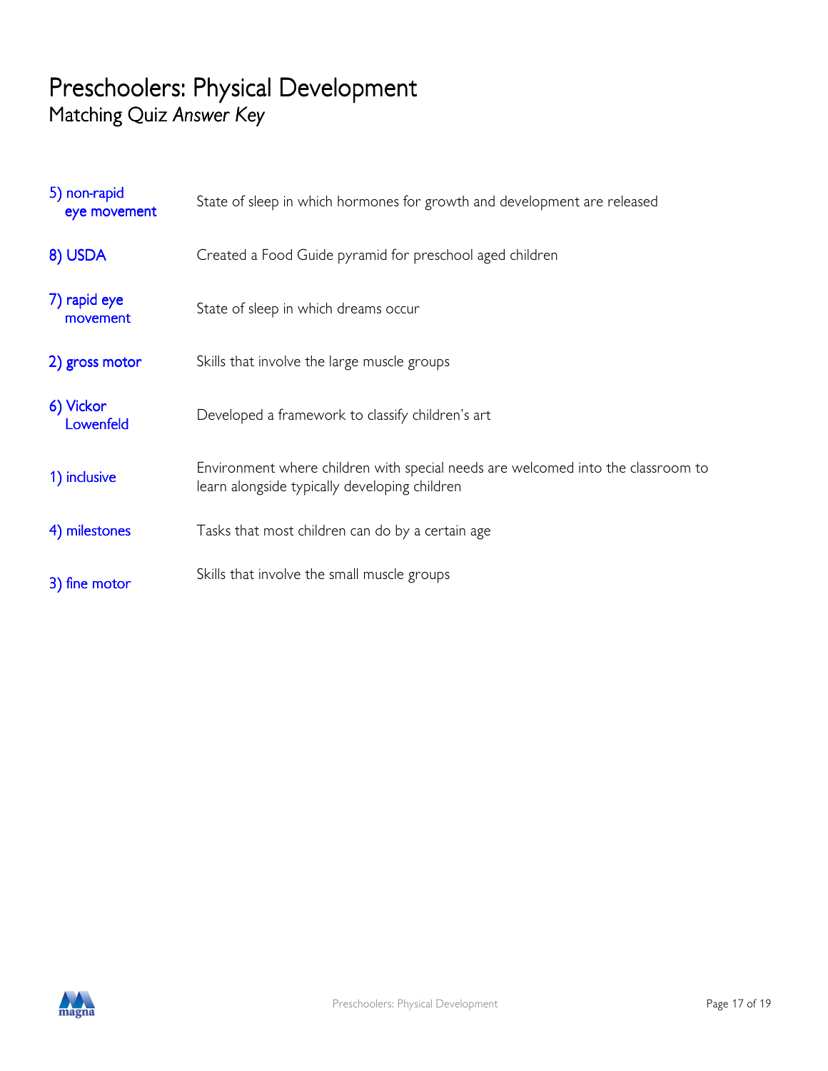# Preschoolers: Physical Development

Matching Quiz *Answer Key*

| | |
|---|---|
| 5) non-rapid eye movement | State of sleep in which hormones for growth and development are released |
| 8) USDA | Created a Food Guide pyramid for preschool aged children |
| 7) rapid eye movement | State of sleep in which dreams occur |
| 2) gross motor | Skills that involve the large muscle groups |
| 6) Vickor Lowenfeld | Developed a framework to classify children's art |
| 1) inclusive | Environment where children with special needs are welcomed into the classroom to learn alongside typically developing children |
| 4) milestones | Tasks that most children can do by a certain age |
| 3) fine motor | Skills that involve the small muscle groups |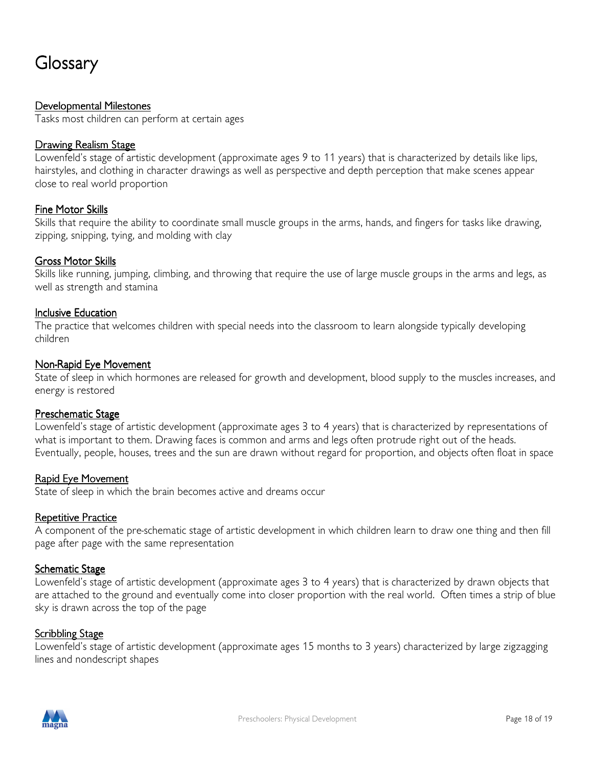# Glossary

**Developmental Milestones**
Tasks most children can perform at certain ages

**Drawing Realism Stage**
Lowenfeld's stage of artistic development (approximate ages 9 to 11 years) that is characterized by details like lips, hairstyles, and clothing in character drawings as well as perspective and depth perception that make scenes appear close to real world proportion

**Fine Motor Skills**
Skills that require the ability to coordinate small muscle groups in the arms, hands, and fingers for tasks like drawing, zipping, snipping, tying, and molding with clay

**Gross Motor Skills**
Skills like running, jumping, climbing, and throwing that require the use of large muscle groups in the arms and legs, as well as strength and stamina

**Inclusive Education**
The practice that welcomes children with special needs into the classroom to learn alongside typically developing children

**Non-Rapid Eye Movement**
State of sleep in which hormones are released for growth and development, blood supply to the muscles increases, and energy is restored

**Preschematic Stage**
Lowenfeld's stage of artistic development (approximate ages 3 to 4 years) that is characterized by representations of what is important to them. Drawing faces is common and arms and legs often protrude right out of the heads. Eventually, people, houses, trees and the sun are drawn without regard for proportion, and objects often float in space

**Rapid Eye Movement**
State of sleep in which the brain becomes active and dreams occur

**Repetitive Practice**
A component of the pre-schematic stage of artistic development in which children learn to draw one thing and then fill page after page with the same representation

**Schematic Stage**
Lowenfeld's stage of artistic development (approximate ages 3 to 4 years) that is characterized by drawn objects that are attached to the ground and eventually come into closer proportion with the real world. Often times a strip of blue sky is drawn across the top of the page

**Scribbling Stage**
Lowenfeld's stage of artistic development (approximate ages 15 months to 3 years) characterized by large zigzagging lines and nondescript shapes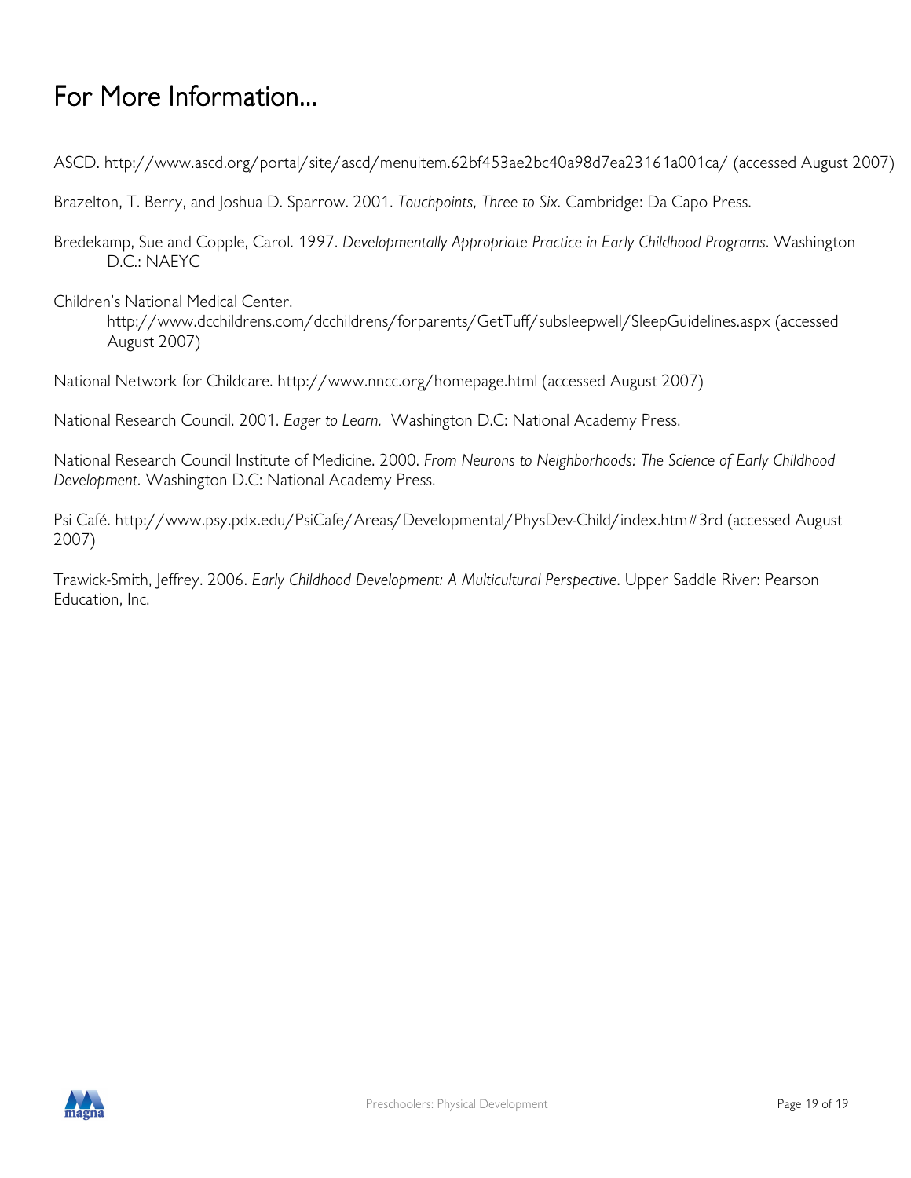# For More Information...

ASCD. http://www.ascd.org/portal/site/ascd/menuitem.62bf453ae2bc40a98d7ea23161a001ca/ (accessed August 2007)

Brazelton, T. Berry, and Joshua D. Sparrow. 2001. *Touchpoints, Three to Six.* Cambridge: Da Capo Press.

Bredekamp, Sue and Copple, Carol. 1997. *Developmentally Appropriate Practice in Early Childhood Programs*. Washington D.C.: NAEYC

Children's National Medical Center. http://www.dcchildrens.com/dcchildrens/forparents/GetTuff/subsleepwell/SleepGuidelines.aspx (accessed August 2007)

National Network for Childcare. http://www.nncc.org/homepage.html (accessed August 2007)

National Research Council. 2001. *Eager to Learn.* Washington D.C: National Academy Press.

National Research Council Institute of Medicine. 2000. *From Neurons to Neighborhoods: The Science of Early Childhood Development.* Washington D.C: National Academy Press.

Psi Café. http://www.psy.pdx.edu/PsiCafe/Areas/Developmental/PhysDev-Child/index.htm#3rd (accessed August 2007)

Trawick-Smith, Jeffrey. 2006. *Early Childhood Development: A Multicultural Perspective*. Upper Saddle River: Pearson Education, Inc.